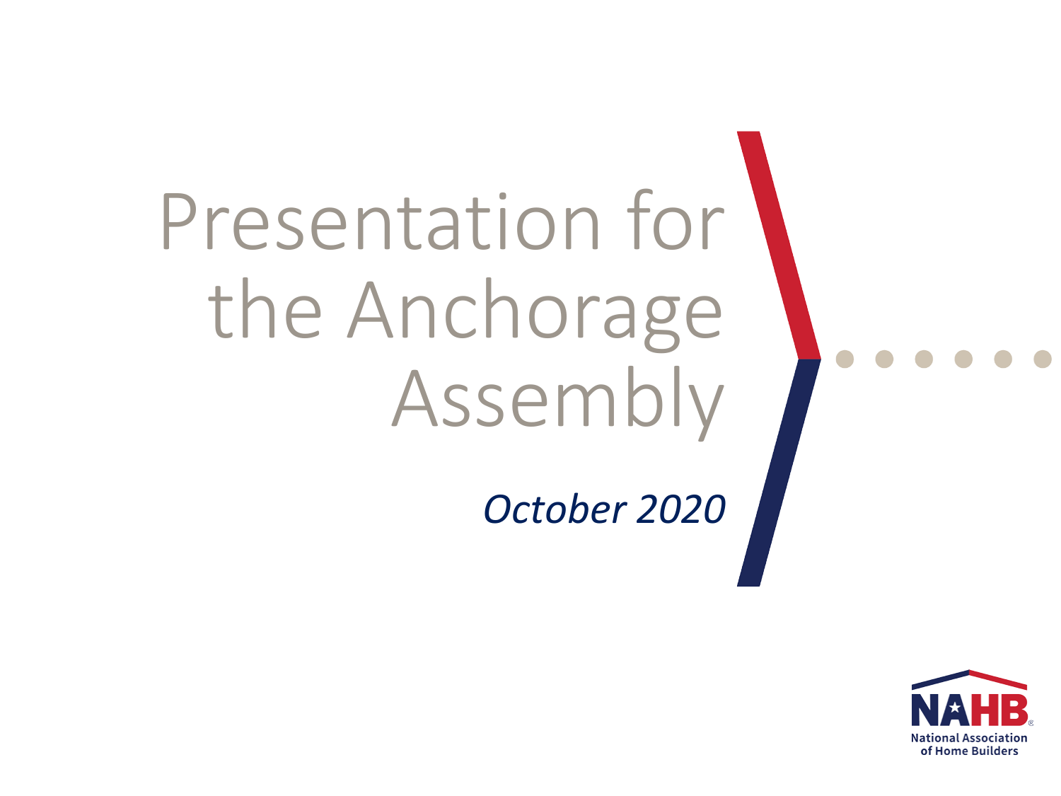# Presentation for the Anchorage Assembly

*October 2020*

NAHB

National Association of Home Builders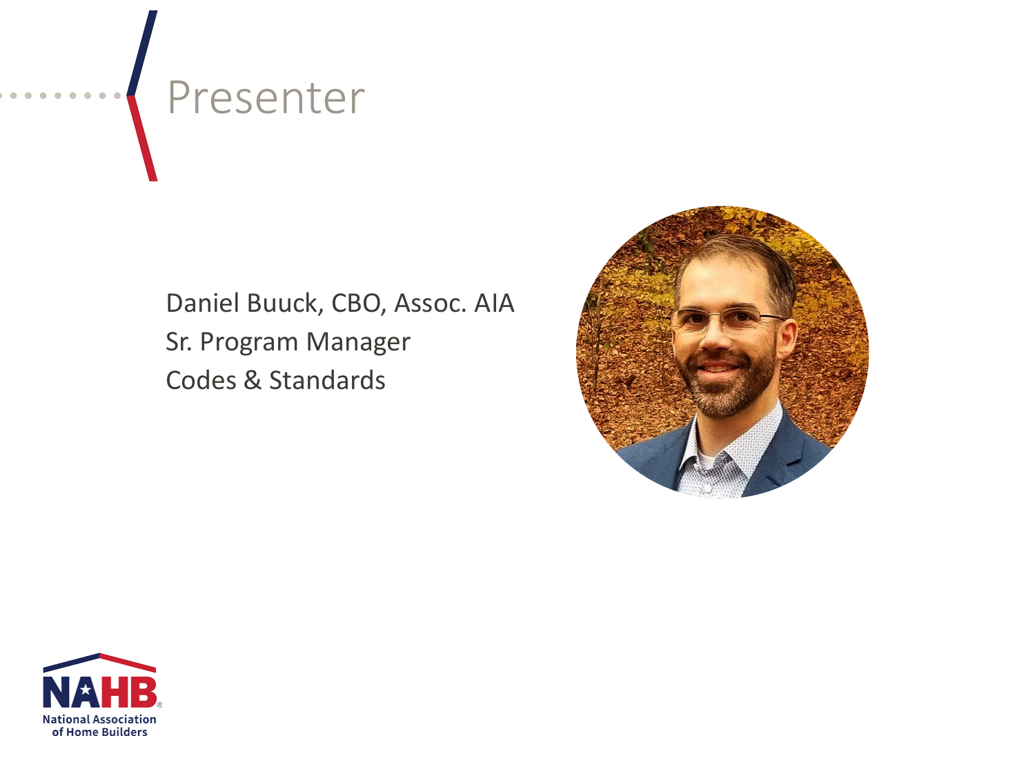# Presenter

Daniel Buuck, CBO, Assoc. AIA
Sr. Program Manager
Codes & Standards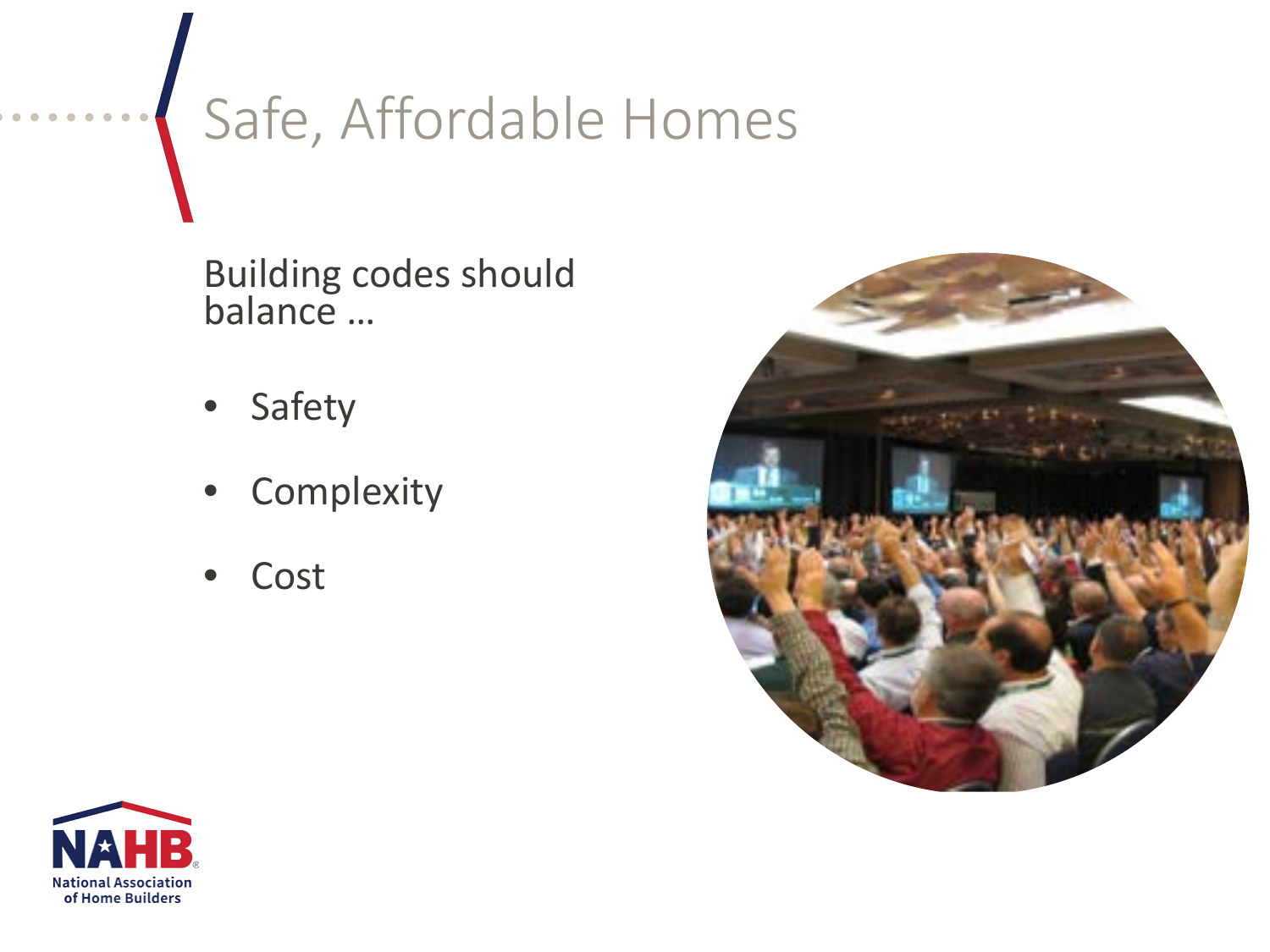# Safe, Affordable Homes

Building codes should balance …

- Safety
- Complexity
- Cost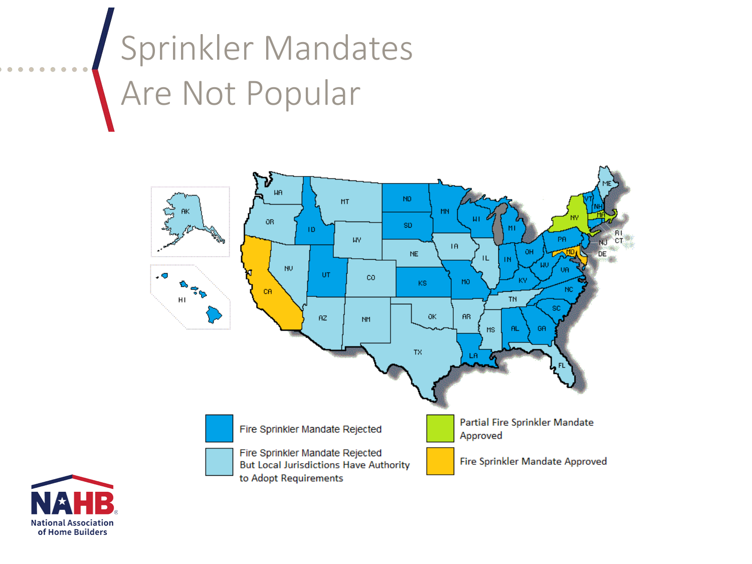# Sprinkler Mandates Are Not Popular

- Fire Sprinkler Mandate Rejected
- Fire Sprinkler Mandate Rejected But Local Jurisdictions Have Authority to Adopt Requirements
- Partial Fire Sprinkler Mandate Approved
- Fire Sprinkler Mandate Approved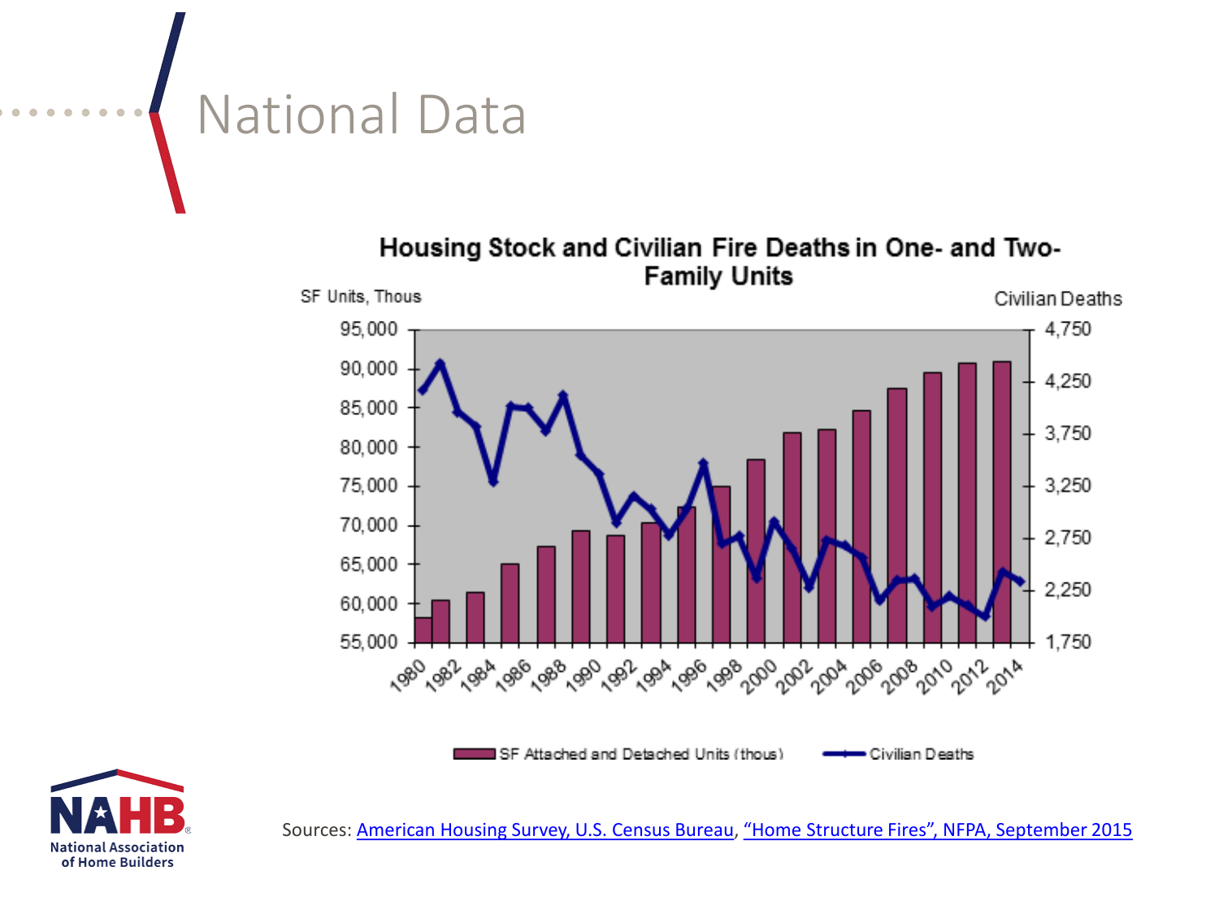# National Data

**Housing Stock and Civilian Fire Deaths in One- and Two-Family Units**

SF Units, Thous | Civilian Deaths

SF Attached and Detached Units (thous) | Civilian Deaths

Sources: American Housing Survey, U.S. Census Bureau, "Home Structure Fires", NFPA, September 2015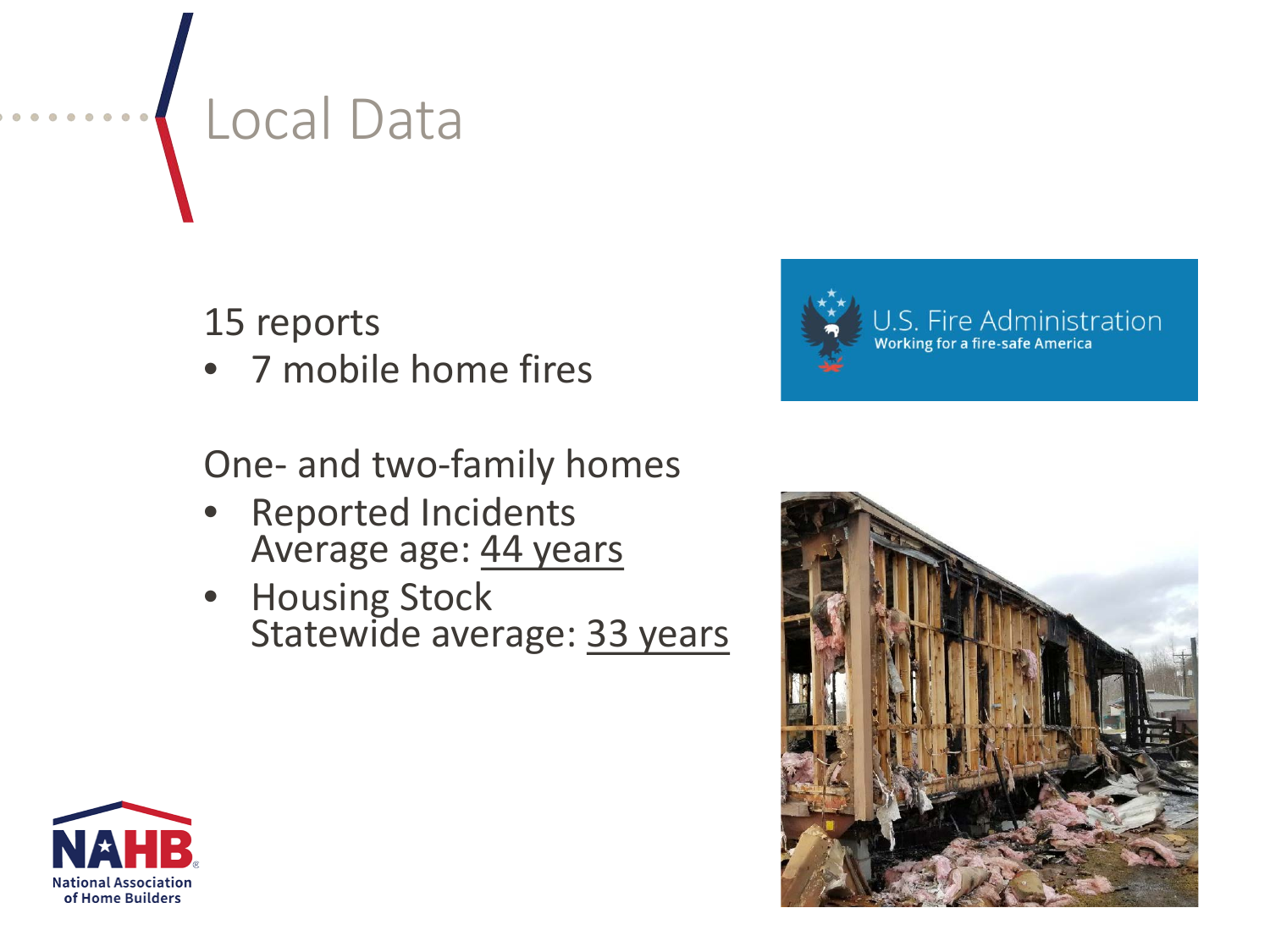# Local Data

15 reports

- 7 mobile home fires

One- and two-family homes

- Reported Incidents
  Average age: 44 years
- Housing Stock
  Statewide average: 33 years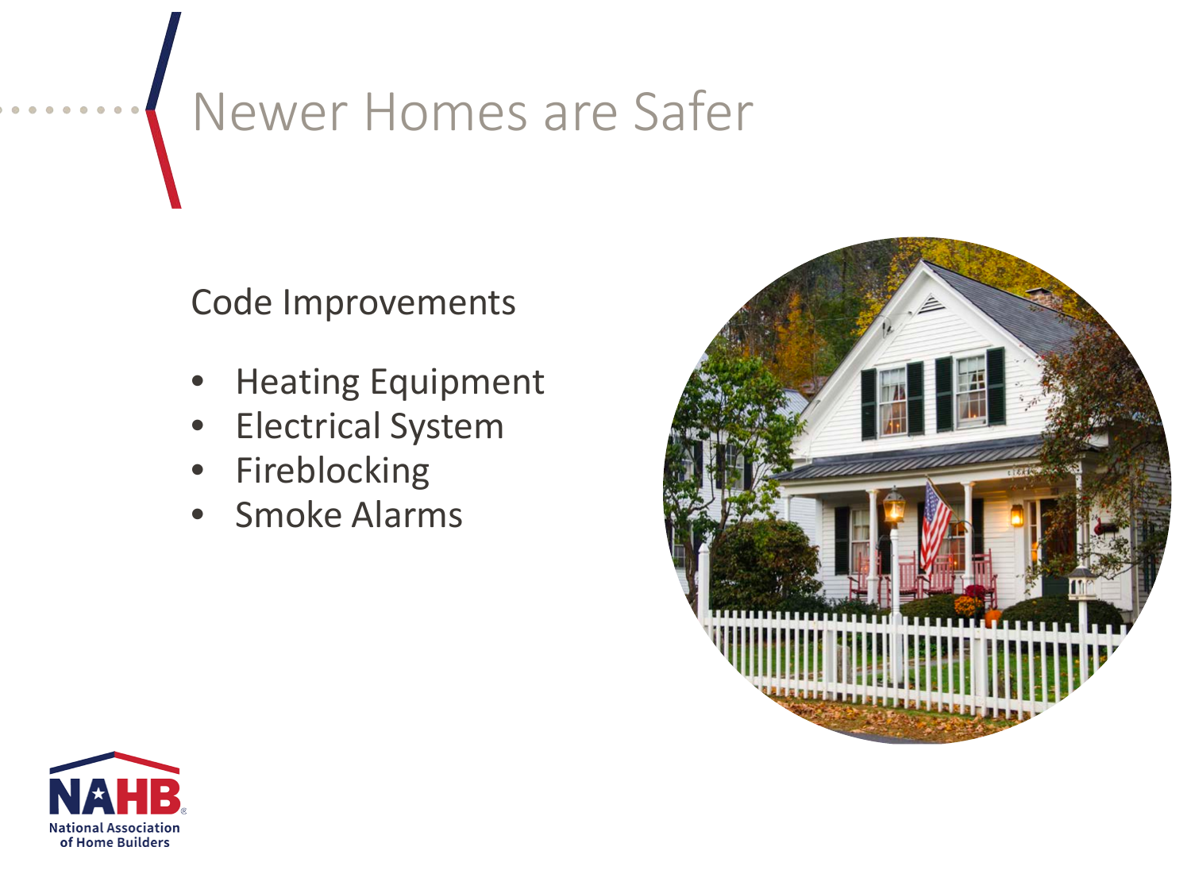# Newer Homes are Safer

Code Improvements

- Heating Equipment
- Electrical System
- Fireblocking
- Smoke Alarms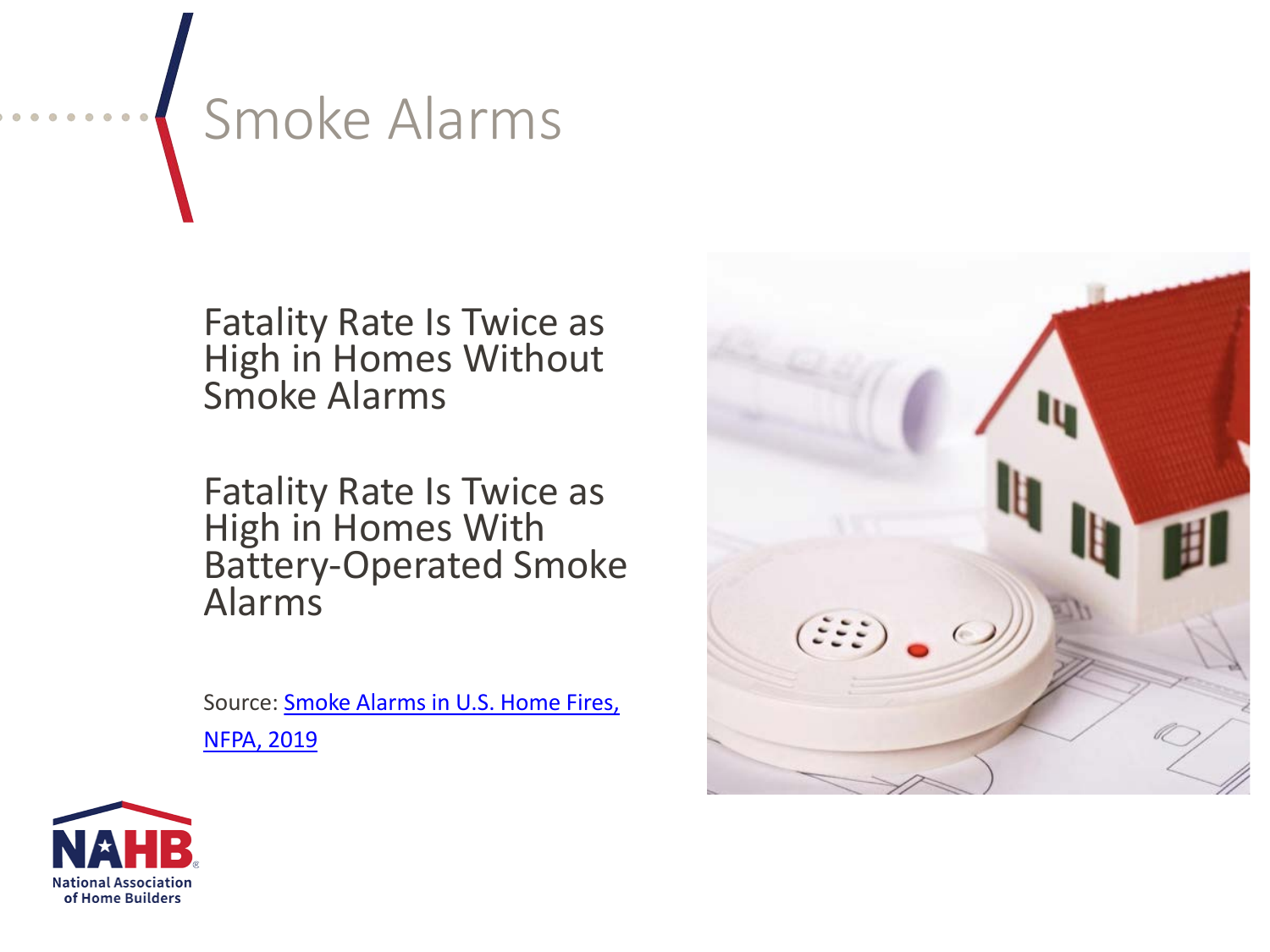# Smoke Alarms

Fatality Rate Is Twice as High in Homes Without Smoke Alarms

Fatality Rate Is Twice as High in Homes With Battery-Operated Smoke Alarms

Source: Smoke Alarms in U.S. Home Fires, NFPA, 2019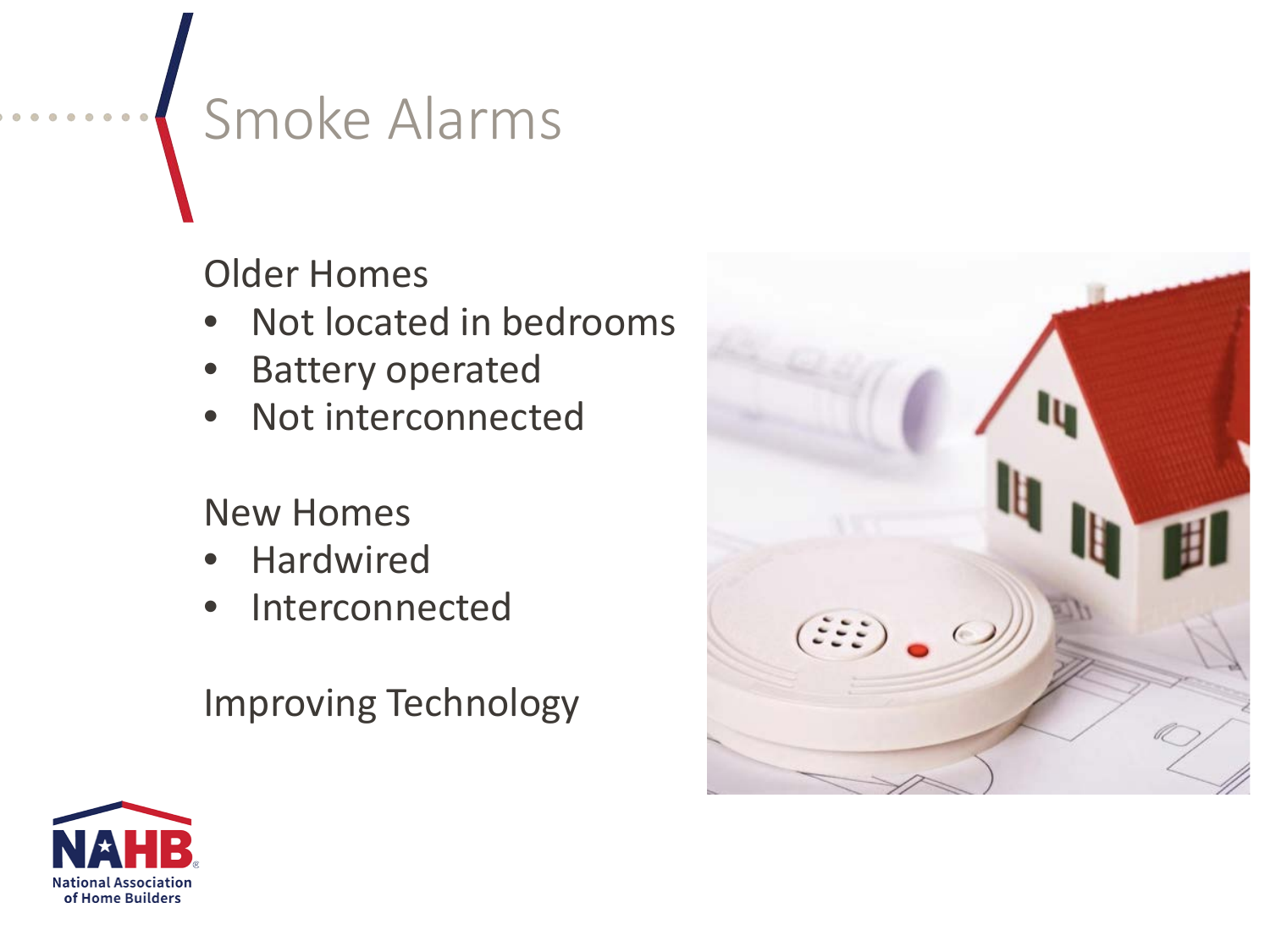# Smoke Alarms

Older Homes

- Not located in bedrooms
- Battery operated
- Not interconnected

New Homes

- Hardwired
- Interconnected

Improving Technology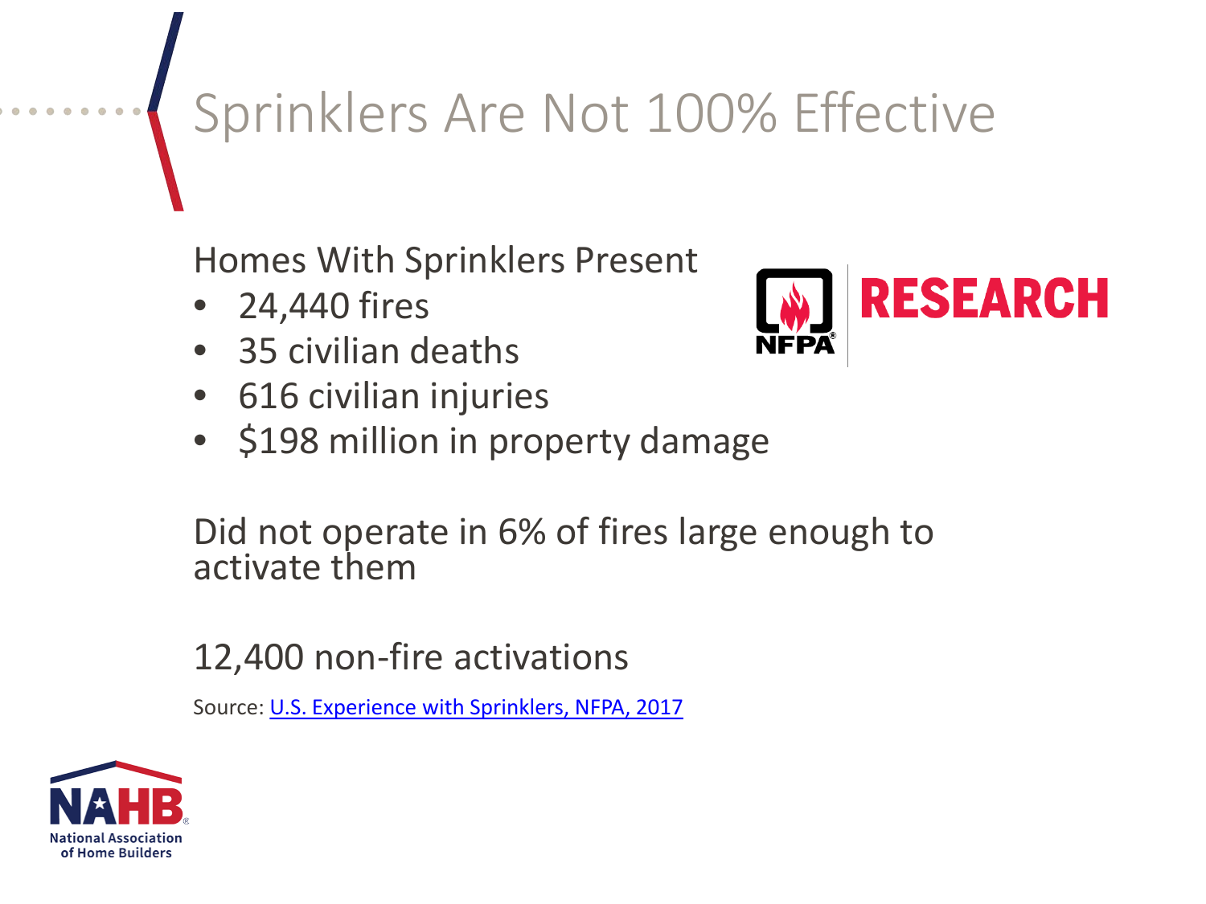# Sprinklers Are Not 100% Effective

Homes With Sprinklers Present

- 24,440 fires
- 35 civilian deaths
- 616 civilian injuries
- $198 million in property damage

Did not operate in 6% of fires large enough to activate them

12,400 non-fire activations

Source: [U.S. Experience with Sprinklers, NFPA, 2017]()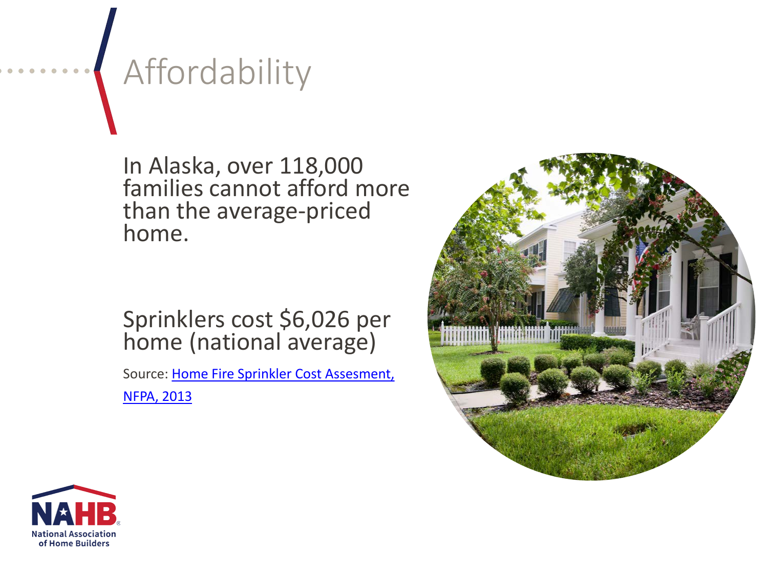# Affordability

In Alaska, over 118,000 families cannot afford more than the average-priced home.

Sprinklers cost $6,026 per home (national average)

Source: [Home Fire Sprinkler Cost Assesment, NFPA, 2013]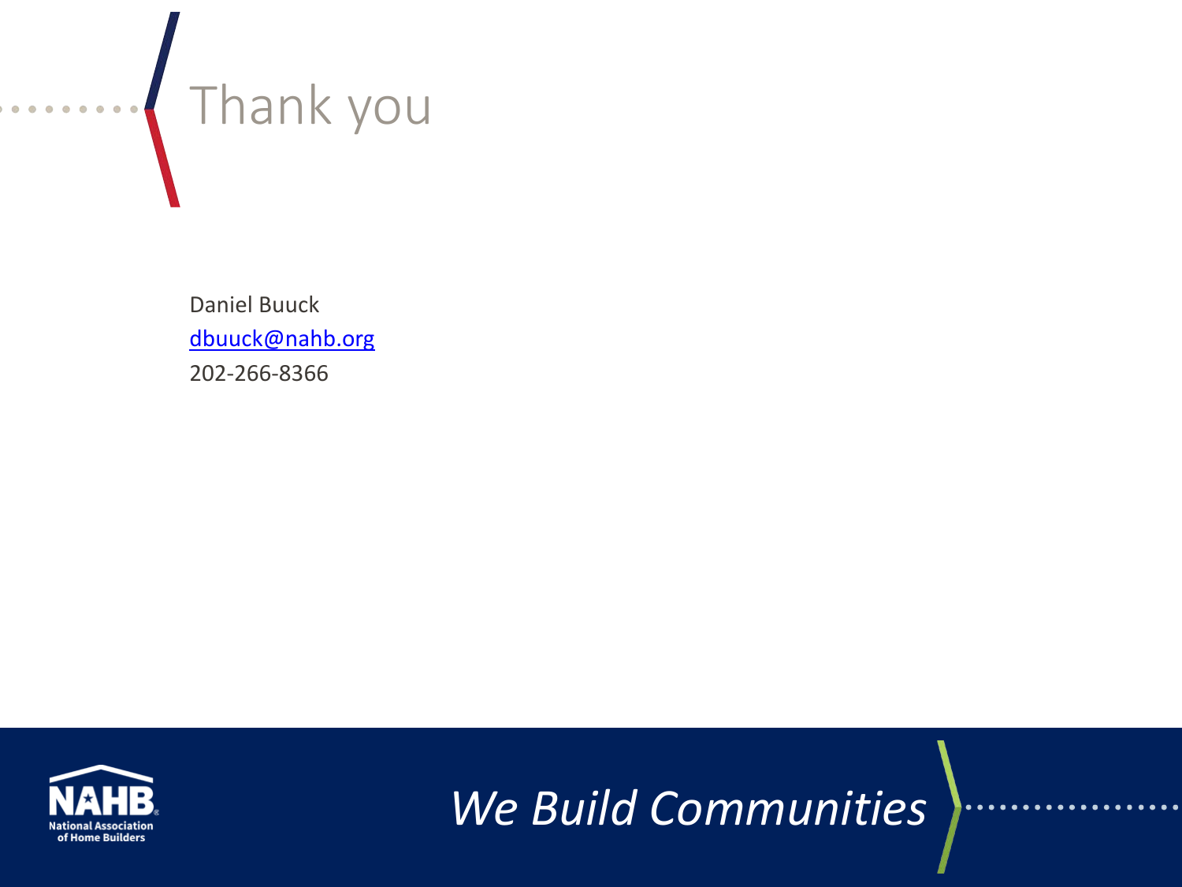# Thank you

Daniel Buuck

dbuuck@nahb.org

202-266-8366

NAHB National Association of Home Builders

*We Build Communities*